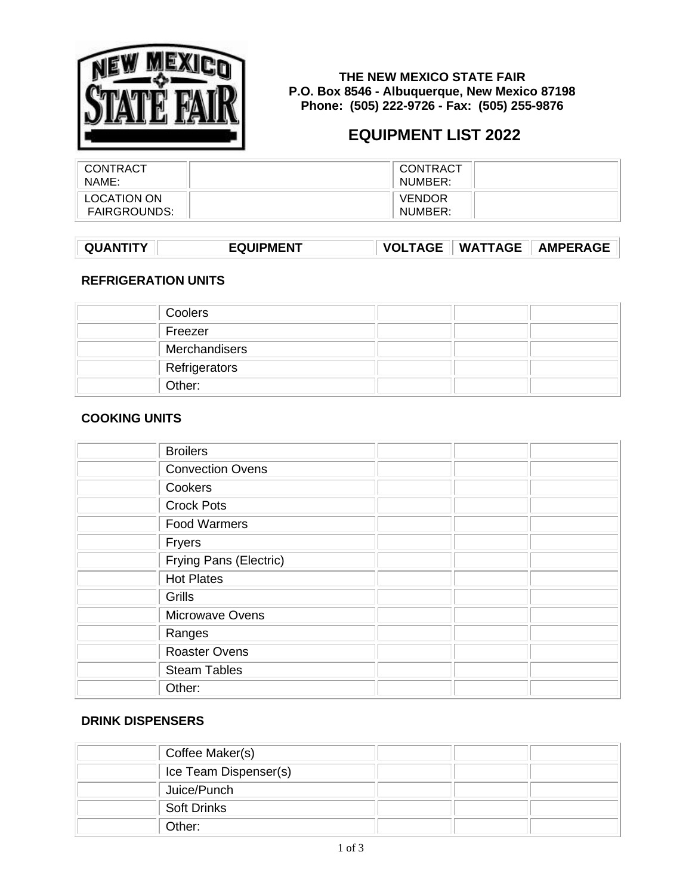**THE NEW MEXICO STATE FAIR**
**P.O. Box 8546 - Albuquerque, New Mexico 87198**
**Phone: (505) 222-9726 - Fax: (505) 255-9876**

# EQUIPMENT LIST 2022

| CONTRACT NAME: | | CONTRACT NUMBER: | |
|---|---|---|---|
| LOCATION ON FAIRGROUNDS: | | VENDOR NUMBER: | |

| QUANTITY | EQUIPMENT | VOLTAGE | WATTAGE | AMPERAGE |
|---|---|---|---|---|
| **REFRIGERATION UNITS** | | | | |
| | Coolers | | | |
| | Freezer | | | |
| | Merchandisers | | | |
| | Refrigerators | | | |
| | Other: | | | |
| **COOKING UNITS** | | | | |
| | Broilers | | | |
| | Convection Ovens | | | |
| | Cookers | | | |
| | Crock Pots | | | |
| | Food Warmers | | | |
| | Fryers | | | |
| | Frying Pans (Electric) | | | |
| | Hot Plates | | | |
| | Grills | | | |
| | Microwave Ovens | | | |
| | Ranges | | | |
| | Roaster Ovens | | | |
| | Steam Tables | | | |
| | Other: | | | |
| **DRINK DISPENSERS** | | | | |
| | Coffee Maker(s) | | | |
| | Ice Team Dispenser(s) | | | |
| | Juice/Punch | | | |
| | Soft Drinks | | | |
| | Other: | | | |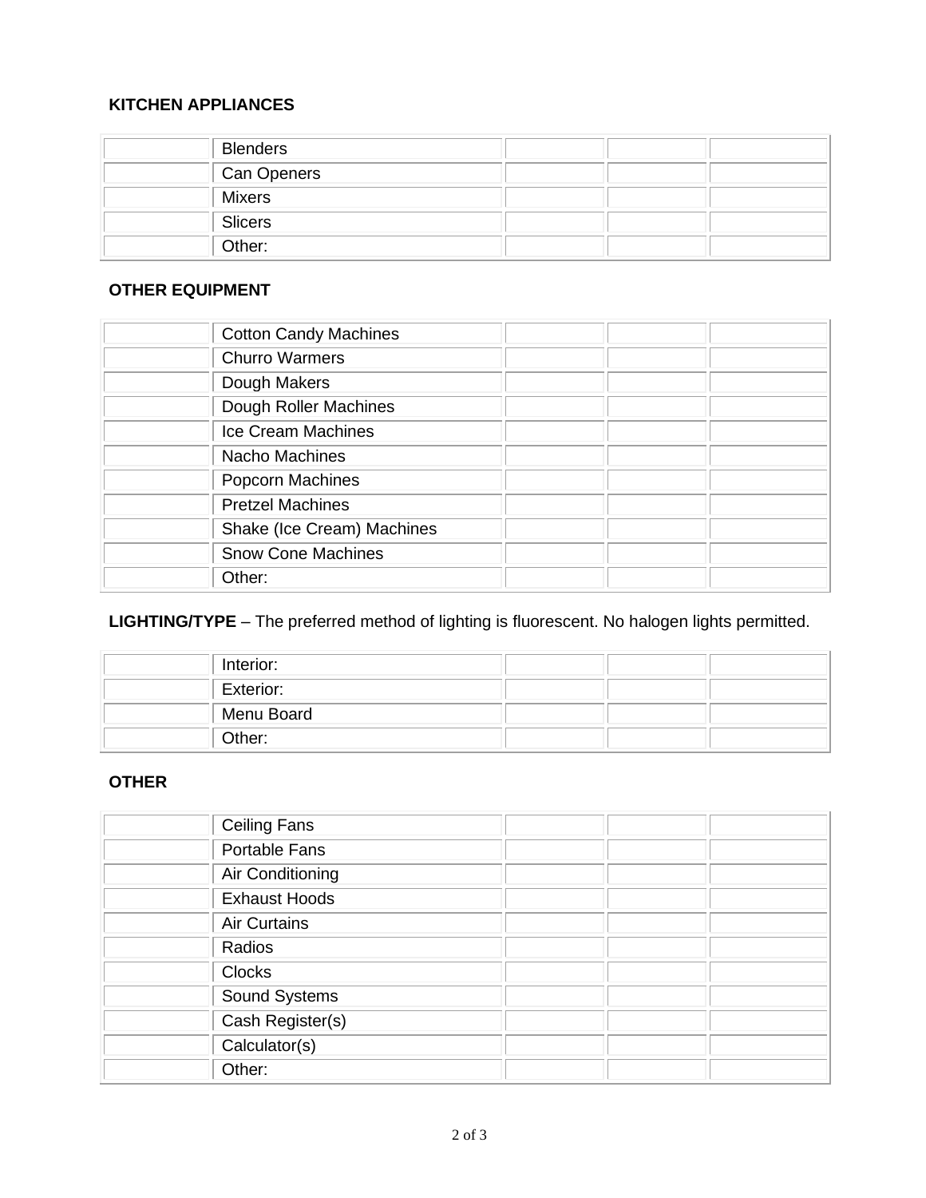**KITCHEN APPLIANCES**

| | | | | |
|---|---|---|---|---|
| | Blenders | | | |
| | Can Openers | | | |
| | Mixers | | | |
| | Slicers | | | |
| | Other: | | | |

**OTHER EQUIPMENT**

| | | | | |
|---|---|---|---|---|
| | Cotton Candy Machines | | | |
| | Churro Warmers | | | |
| | Dough Makers | | | |
| | Dough Roller Machines | | | |
| | Ice Cream Machines | | | |
| | Nacho Machines | | | |
| | Popcorn Machines | | | |
| | Pretzel Machines | | | |
| | Shake (Ice Cream) Machines | | | |
| | Snow Cone Machines | | | |
| | Other: | | | |

**LIGHTING/TYPE** – The preferred method of lighting is fluorescent. No halogen lights permitted.

| | | | | |
|---|---|---|---|---|
| | Interior: | | | |
| | Exterior: | | | |
| | Menu Board | | | |
| | Other: | | | |

**OTHER**

| | | | | |
|---|---|---|---|---|
| | Ceiling Fans | | | |
| | Portable Fans | | | |
| | Air Conditioning | | | |
| | Exhaust Hoods | | | |
| | Air Curtains | | | |
| | Radios | | | |
| | Clocks | | | |
| | Sound Systems | | | |
| | Cash Register(s) | | | |
| | Calculator(s) | | | |
| | Other: | | | |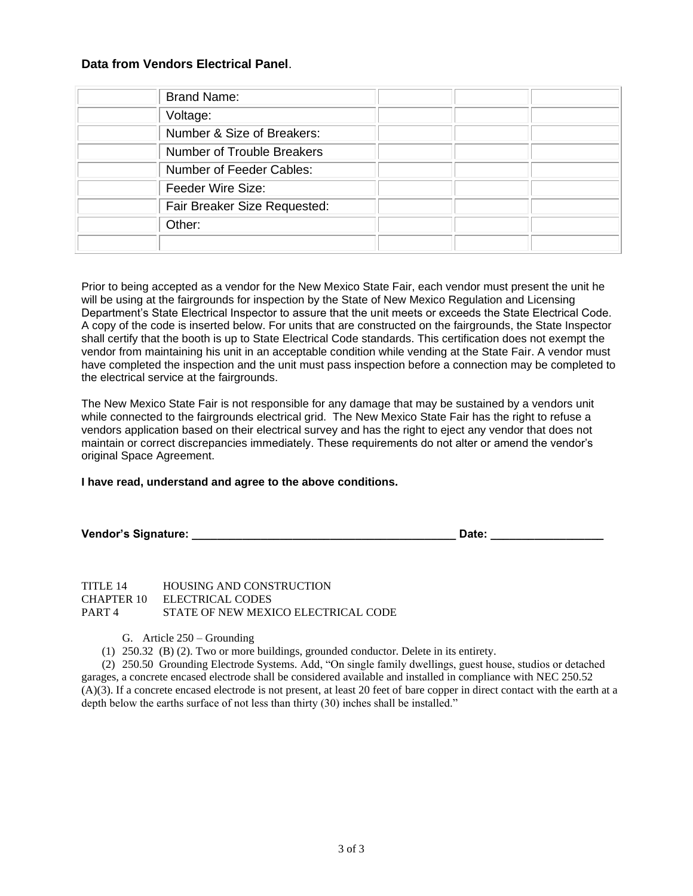**Data from Vendors Electrical Panel**.

| | | | | |
|---|---|---|---|---|
| | Brand Name: | | | |
| | Voltage: | | | |
| | Number & Size of Breakers: | | | |
| | Number of Trouble Breakers | | | |
| | Number of Feeder Cables: | | | |
| | Feeder Wire Size: | | | |
| | Fair Breaker Size Requested: | | | |
| | Other: | | | |
| | | | | |

Prior to being accepted as a vendor for the New Mexico State Fair, each vendor must present the unit he will be using at the fairgrounds for inspection by the State of New Mexico Regulation and Licensing Department's State Electrical Inspector to assure that the unit meets or exceeds the State Electrical Code. A copy of the code is inserted below. For units that are constructed on the fairgrounds, the State Inspector shall certify that the booth is up to State Electrical Code standards. This certification does not exempt the vendor from maintaining his unit in an acceptable condition while vending at the State Fair. A vendor must have completed the inspection and the unit must pass inspection before a connection may be completed to the electrical service at the fairgrounds.

The New Mexico State Fair is not responsible for any damage that may be sustained by a vendors unit while connected to the fairgrounds electrical grid. The New Mexico State Fair has the right to refuse a vendors application based on their electrical survey and has the right to eject any vendor that does not maintain or correct discrepancies immediately. These requirements do not alter or amend the vendor's original Space Agreement.

**I have read, understand and agree to the above conditions.**

**Vendor's Signature: ___________________________________________ Date: __________________**

TITLE 14 HOUSING AND CONSTRUCTION
CHAPTER 10 ELECTRICAL CODES
PART 4 STATE OF NEW MEXICO ELECTRICAL CODE

G. Article 250 – Grounding

(1) 250.32 (B) (2). Two or more buildings, grounded conductor. Delete in its entirety.

(2) 250.50 Grounding Electrode Systems. Add, "On single family dwellings, guest house, studios or detached garages, a concrete encased electrode shall be considered available and installed in compliance with NEC 250.52 (A)(3). If a concrete encased electrode is not present, at least 20 feet of bare copper in direct contact with the earth at a depth below the earths surface of not less than thirty (30) inches shall be installed."